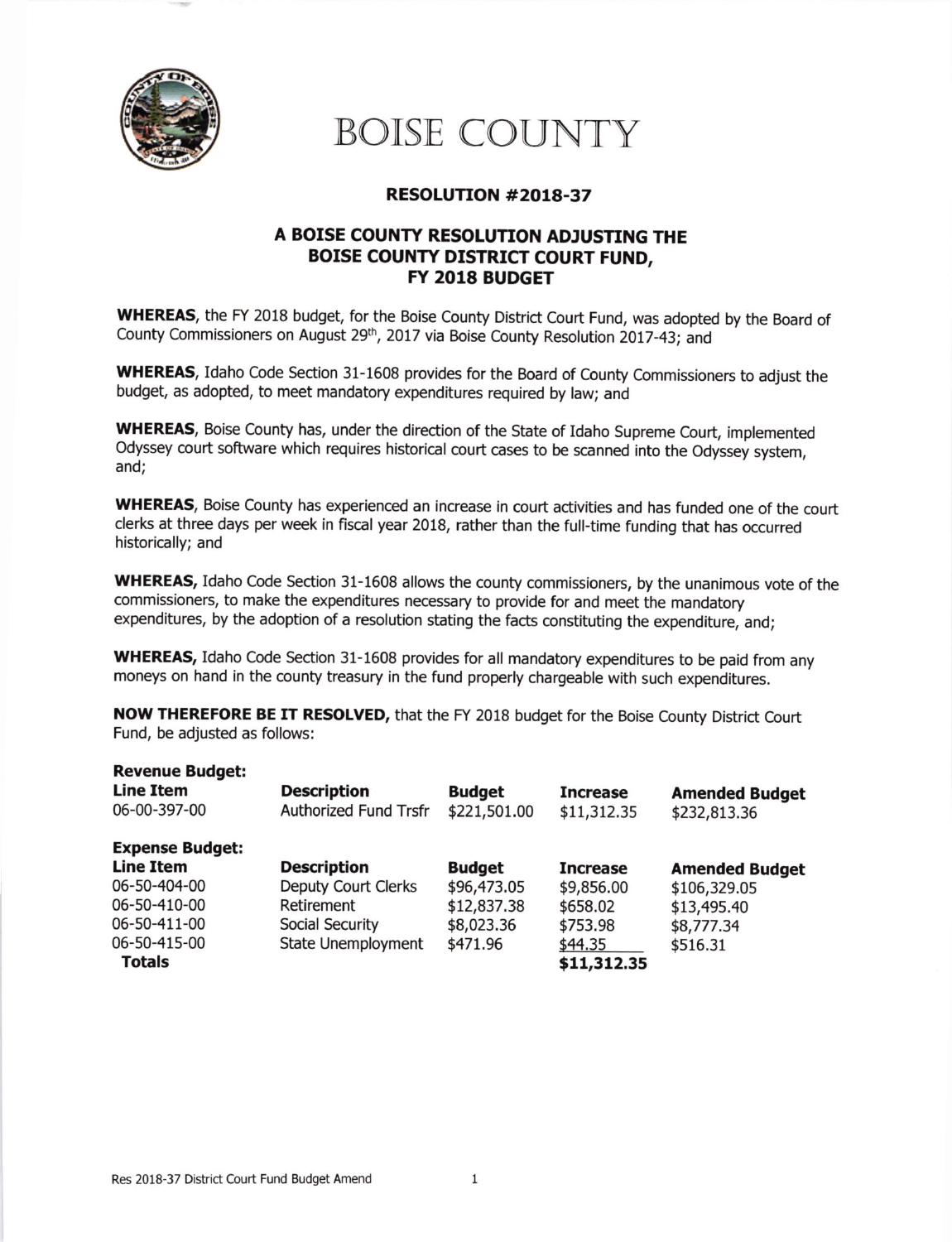# BOISE COUNTY

## RESOLUTION #2018-37

### A BOISE COUNTY RESOLUTION ADJUSTING THE BOISE COUNTY DISTRICT COURT FUND, FY 2018 BUDGET

**WHEREAS**, the FY 2018 budget, for the Boise County District Court Fund, was adopted by the Board of County Commissioners on August 29th, 2017 via Boise County Resolution 2017-43; and

**WHEREAS**, Idaho Code Section 31-1608 provides for the Board of County Commissioners to adjust the budget, as adopted, to meet mandatory expenditures required by law; and

**WHEREAS**, Boise County has, under the direction of the State of Idaho Supreme Court, implemented Odyssey court software which requires historical court cases to be scanned into the Odyssey system, and;

**WHEREAS**, Boise County has experienced an increase in court activities and has funded one of the court clerks at three days per week in fiscal year 2018, rather than the full-time funding that has occurred historically; and

**WHEREAS,** Idaho Code Section 31-1608 allows the county commissioners, by the unanimous vote of the commissioners, to make the expenditures necessary to provide for and meet the mandatory expenditures, by the adoption of a resolution stating the facts constituting the expenditure, and;

**WHEREAS,** Idaho Code Section 31-1608 provides for all mandatory expenditures to be paid from any moneys on hand in the county treasury in the fund properly chargeable with such expenditures.

**NOW THEREFORE BE IT RESOLVED,** that the FY 2018 budget for the Boise County District Court Fund, be adjusted as follows:

**Revenue Budget:**

| Line Item | Description | Budget | Increase | Amended Budget |
|---|---|---|---|---|
| 06-00-397-00 | Authorized Fund Trsfr | $221,501.00 | $11,312.35 | $232,813.36 |

**Expense Budget:**

| Line Item | Description | Budget | Increase | Amended Budget |
|---|---|---|---|---|
| 06-50-404-00 | Deputy Court Clerks | $96,473.05 | $9,856.00 | $106,329.05 |
| 06-50-410-00 | Retirement | $12,837.38 | $658.02 | $13,495.40 |
| 06-50-411-00 | Social Security | $8,023.36 | $753.98 | $8,777.34 |
| 06-50-415-00 | State Unemployment | $471.96 | $44.35 | $516.31 |
| **Totals** | | | **$11,312.35** | |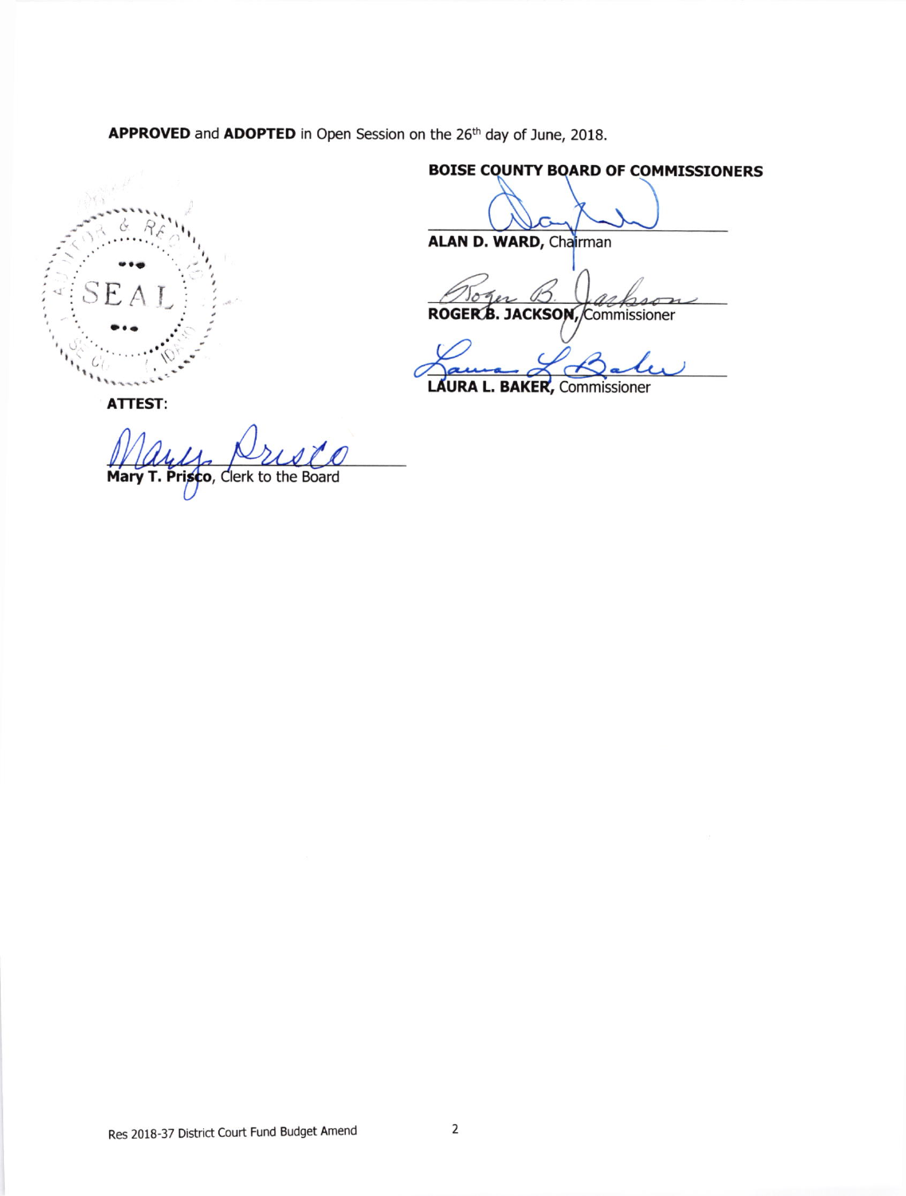**APPROVED** and **ADOPTED** in Open Session on the 26th day of June, 2018.

**BOISE COUNTY BOARD OF COMMISSIONERS**

**ALAN D. WARD,** Chairman

**ROGER B. JACKSON,** Commissioner

**LAURA L. BAKER,** Commissioner

SEAL

**ATTEST:**

**Mary T. Prisco**, Clerk to the Board

Res 2018-37 District Court Fund Budget Amend